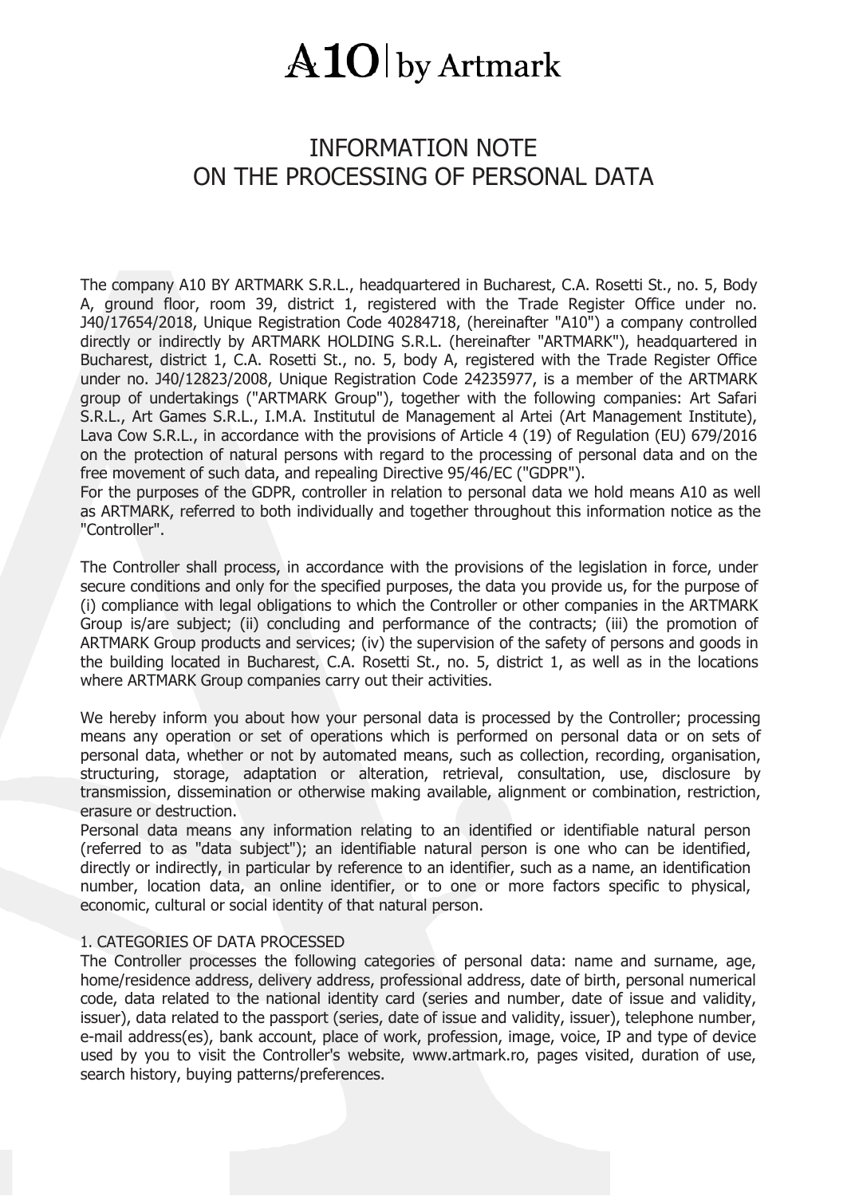# A10 | by Artmark

# INFORMATION NOTE
# ON THE PROCESSING OF PERSONAL DATA

The company A10 BY ARTMARK S.R.L., headquartered in Bucharest, C.A. Rosetti St., no. 5, Body A, ground floor, room 39, district 1, registered with the Trade Register Office under no. J40/17654/2018, Unique Registration Code 40284718, (hereinafter "A10") a company controlled directly or indirectly by ARTMARK HOLDING S.R.L. (hereinafter "ARTMARK"), headquartered in Bucharest, district 1, C.A. Rosetti St., no. 5, body A, registered with the Trade Register Office under no. J40/12823/2008, Unique Registration Code 24235977, is a member of the ARTMARK group of undertakings ("ARTMARK Group"), together with the following companies: Art Safari S.R.L., Art Games S.R.L., I.M.A. Institutul de Management al Artei (Art Management Institute), Lava Cow S.R.L., in accordance with the provisions of Article 4 (19) of Regulation (EU) 679/2016 on the protection of natural persons with regard to the processing of personal data and on the free movement of such data, and repealing Directive 95/46/EC ("GDPR").

For the purposes of the GDPR, controller in relation to personal data we hold means A10 as well as ARTMARK, referred to both individually and together throughout this information notice as the "Controller".

The Controller shall process, in accordance with the provisions of the legislation in force, under secure conditions and only for the specified purposes, the data you provide us, for the purpose of (i) compliance with legal obligations to which the Controller or other companies in the ARTMARK Group is/are subject; (ii) concluding and performance of the contracts; (iii) the promotion of ARTMARK Group products and services; (iv) the supervision of the safety of persons and goods in the building located in Bucharest, C.A. Rosetti St., no. 5, district 1, as well as in the locations where ARTMARK Group companies carry out their activities.

We hereby inform you about how your personal data is processed by the Controller; processing means any operation or set of operations which is performed on personal data or on sets of personal data, whether or not by automated means, such as collection, recording, organisation, structuring, storage, adaptation or alteration, retrieval, consultation, use, disclosure by transmission, dissemination or otherwise making available, alignment or combination, restriction, erasure or destruction.

Personal data means any information relating to an identified or identifiable natural person (referred to as "data subject"); an identifiable natural person is one who can be identified, directly or indirectly, in particular by reference to an identifier, such as a name, an identification number, location data, an online identifier, or to one or more factors specific to physical, economic, cultural or social identity of that natural person.

## 1. CATEGORIES OF DATA PROCESSED

The Controller processes the following categories of personal data: name and surname, age, home/residence address, delivery address, professional address, date of birth, personal numerical code, data related to the national identity card (series and number, date of issue and validity, issuer), data related to the passport (series, date of issue and validity, issuer), telephone number, e-mail address(es), bank account, place of work, profession, image, voice, IP and type of device used by you to visit the Controller's website, www.artmark.ro, pages visited, duration of use, search history, buying patterns/preferences.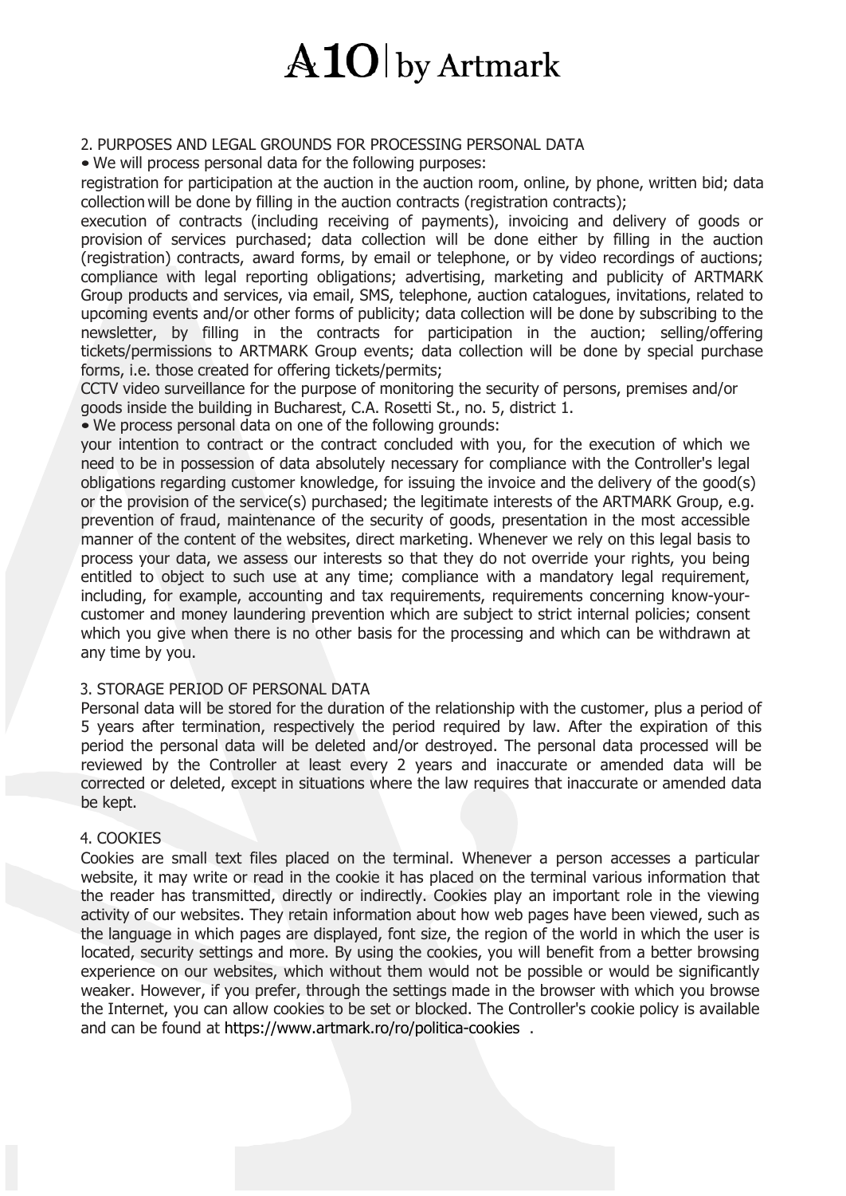## 2. PURPOSES AND LEGAL GROUNDS FOR PROCESSING PERSONAL DATA

• We will process personal data for the following purposes:

registration for participation at the auction in the auction room, online, by phone, written bid; data collection will be done by filling in the auction contracts (registration contracts);

execution of contracts (including receiving of payments), invoicing and delivery of goods or provision of services purchased; data collection will be done either by filling in the auction (registration) contracts, award forms, by email or telephone, or by video recordings of auctions; compliance with legal reporting obligations; advertising, marketing and publicity of ARTMARK Group products and services, via email, SMS, telephone, auction catalogues, invitations, related to upcoming events and/or other forms of publicity; data collection will be done by subscribing to the newsletter, by filling in the contracts for participation in the auction; selling/offering tickets/permissions to ARTMARK Group events; data collection will be done by special purchase forms, i.e. those created for offering tickets/permits;

CCTV video surveillance for the purpose of monitoring the security of persons, premises and/or goods inside the building in Bucharest, C.A. Rosetti St., no. 5, district 1.

• We process personal data on one of the following grounds:

your intention to contract or the contract concluded with you, for the execution of which we need to be in possession of data absolutely necessary for compliance with the Controller's legal obligations regarding customer knowledge, for issuing the invoice and the delivery of the good(s) or the provision of the service(s) purchased; the legitimate interests of the ARTMARK Group, e.g. prevention of fraud, maintenance of the security of goods, presentation in the most accessible manner of the content of the websites, direct marketing. Whenever we rely on this legal basis to process your data, we assess our interests so that they do not override your rights, you being entitled to object to such use at any time; compliance with a mandatory legal requirement, including, for example, accounting and tax requirements, requirements concerning know-your-customer and money laundering prevention which are subject to strict internal policies; consent which you give when there is no other basis for the processing and which can be withdrawn at any time by you.

## 3. STORAGE PERIOD OF PERSONAL DATA

Personal data will be stored for the duration of the relationship with the customer, plus a period of 5 years after termination, respectively the period required by law. After the expiration of this period the personal data will be deleted and/or destroyed. The personal data processed will be reviewed by the Controller at least every 2 years and inaccurate or amended data will be corrected or deleted, except in situations where the law requires that inaccurate or amended data be kept.

## 4. COOKIES

Cookies are small text files placed on the terminal. Whenever a person accesses a particular website, it may write or read in the cookie it has placed on the terminal various information that the reader has transmitted, directly or indirectly. Cookies play an important role in the viewing activity of our websites. They retain information about how web pages have been viewed, such as the language in which pages are displayed, font size, the region of the world in which the user is located, security settings and more. By using the cookies, you will benefit from a better browsing experience on our websites, which without them would not be possible or would be significantly weaker. However, if you prefer, through the settings made in the browser with which you browse the Internet, you can allow cookies to be set or blocked. The Controller's cookie policy is available and can be found at https://www.artmark.ro/ro/politica-cookies .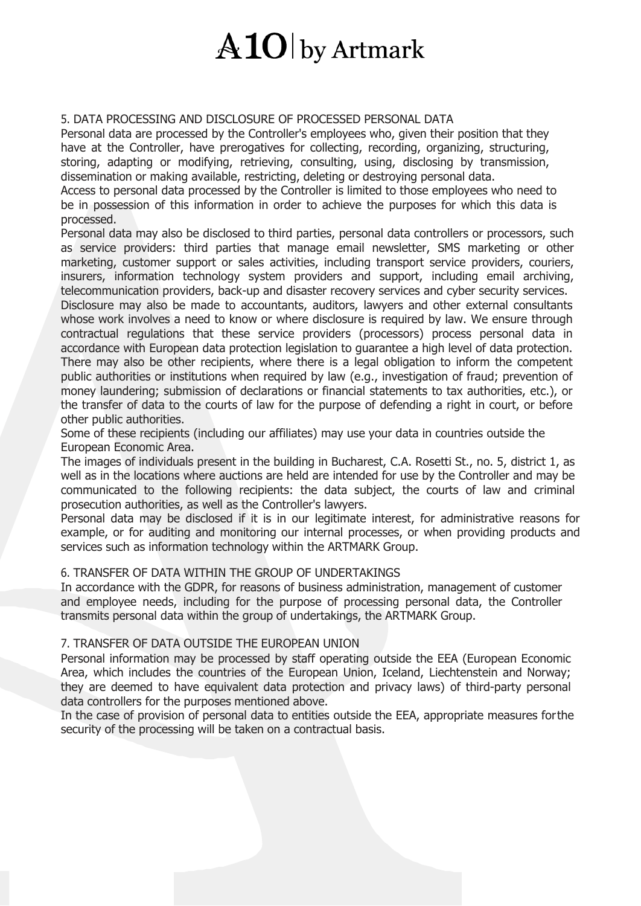## 5. DATA PROCESSING AND DISCLOSURE OF PROCESSED PERSONAL DATA

Personal data are processed by the Controller's employees who, given their position that they have at the Controller, have prerogatives for collecting, recording, organizing, structuring, storing, adapting or modifying, retrieving, consulting, using, disclosing by transmission, dissemination or making available, restricting, deleting or destroying personal data.

Access to personal data processed by the Controller is limited to those employees who need to be in possession of this information in order to achieve the purposes for which this data is processed.

Personal data may also be disclosed to third parties, personal data controllers or processors, such as service providers: third parties that manage email newsletter, SMS marketing or other marketing, customer support or sales activities, including transport service providers, couriers, insurers, information technology system providers and support, including email archiving, telecommunication providers, back-up and disaster recovery services and cyber security services.

Disclosure may also be made to accountants, auditors, lawyers and other external consultants whose work involves a need to know or where disclosure is required by law. We ensure through contractual regulations that these service providers (processors) process personal data in accordance with European data protection legislation to guarantee a high level of data protection.

There may also be other recipients, where there is a legal obligation to inform the competent public authorities or institutions when required by law (e.g., investigation of fraud; prevention of money laundering; submission of declarations or financial statements to tax authorities, etc.), or the transfer of data to the courts of law for the purpose of defending a right in court, or before other public authorities.

Some of these recipients (including our affiliates) may use your data in countries outside the European Economic Area.

The images of individuals present in the building in Bucharest, C.A. Rosetti St., no. 5, district 1, as well as in the locations where auctions are held are intended for use by the Controller and may be communicated to the following recipients: the data subject, the courts of law and criminal prosecution authorities, as well as the Controller's lawyers.

Personal data may be disclosed if it is in our legitimate interest, for administrative reasons for example, or for auditing and monitoring our internal processes, or when providing products and services such as information technology within the ARTMARK Group.

## 6. TRANSFER OF DATA WITHIN THE GROUP OF UNDERTAKINGS

In accordance with the GDPR, for reasons of business administration, management of customer and employee needs, including for the purpose of processing personal data, the Controller transmits personal data within the group of undertakings, the ARTMARK Group.

## 7. TRANSFER OF DATA OUTSIDE THE EUROPEAN UNION

Personal information may be processed by staff operating outside the EEA (European Economic Area, which includes the countries of the European Union, Iceland, Liechtenstein and Norway; they are deemed to have equivalent data protection and privacy laws) of third-party personal data controllers for the purposes mentioned above.

In the case of provision of personal data to entities outside the EEA, appropriate measures forthe security of the processing will be taken on a contractual basis.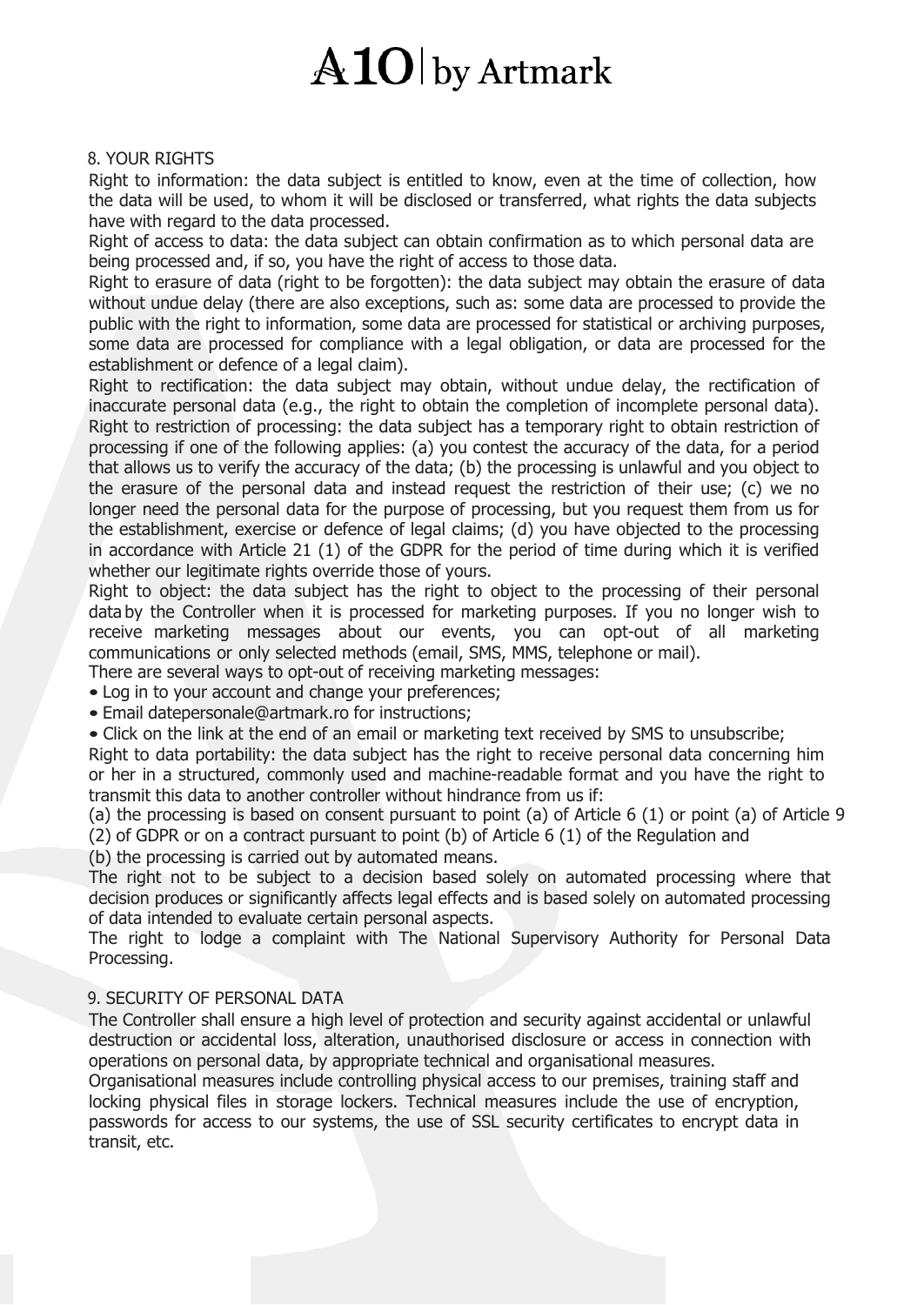## 8. YOUR RIGHTS

Right to information: the data subject is entitled to know, even at the time of collection, how the data will be used, to whom it will be disclosed or transferred, what rights the data subjects have with regard to the data processed.

Right of access to data: the data subject can obtain confirmation as to which personal data are being processed and, if so, you have the right of access to those data.

Right to erasure of data (right to be forgotten): the data subject may obtain the erasure of data without undue delay (there are also exceptions, such as: some data are processed to provide the public with the right to information, some data are processed for statistical or archiving purposes, some data are processed for compliance with a legal obligation, or data are processed for the establishment or defence of a legal claim).

Right to rectification: the data subject may obtain, without undue delay, the rectification of inaccurate personal data (e.g., the right to obtain the completion of incomplete personal data).

Right to restriction of processing: the data subject has a temporary right to obtain restriction of processing if one of the following applies: (a) you contest the accuracy of the data, for a period that allows us to verify the accuracy of the data; (b) the processing is unlawful and you object to the erasure of the personal data and instead request the restriction of their use; (c) we no longer need the personal data for the purpose of processing, but you request them from us for the establishment, exercise or defence of legal claims; (d) you have objected to the processing in accordance with Article 21 (1) of the GDPR for the period of time during which it is verified whether our legitimate rights override those of yours.

Right to object: the data subject has the right to object to the processing of their personal data by the Controller when it is processed for marketing purposes. If you no longer wish to receive marketing messages about our events, you can opt-out of all marketing communications or only selected methods (email, SMS, MMS, telephone or mail).

There are several ways to opt-out of receiving marketing messages:

- Log in to your account and change your preferences;
- Email datepersonale@artmark.ro for instructions;
- Click on the link at the end of an email or marketing text received by SMS to unsubscribe;

Right to data portability: the data subject has the right to receive personal data concerning him or her in a structured, commonly used and machine-readable format and you have the right to transmit this data to another controller without hindrance from us if:

(a) the processing is based on consent pursuant to point (a) of Article 6 (1) or point (a) of Article 9 (2) of GDPR or on a contract pursuant to point (b) of Article 6 (1) of the Regulation and

(b) the processing is carried out by automated means.

The right not to be subject to a decision based solely on automated processing where that decision produces or significantly affects legal effects and is based solely on automated processing of data intended to evaluate certain personal aspects.

The right to lodge a complaint with The National Supervisory Authority for Personal Data Processing.

## 9. SECURITY OF PERSONAL DATA

The Controller shall ensure a high level of protection and security against accidental or unlawful destruction or accidental loss, alteration, unauthorised disclosure or access in connection with operations on personal data, by appropriate technical and organisational measures.

Organisational measures include controlling physical access to our premises, training staff and locking physical files in storage lockers. Technical measures include the use of encryption, passwords for access to our systems, the use of SSL security certificates to encrypt data in transit, etc.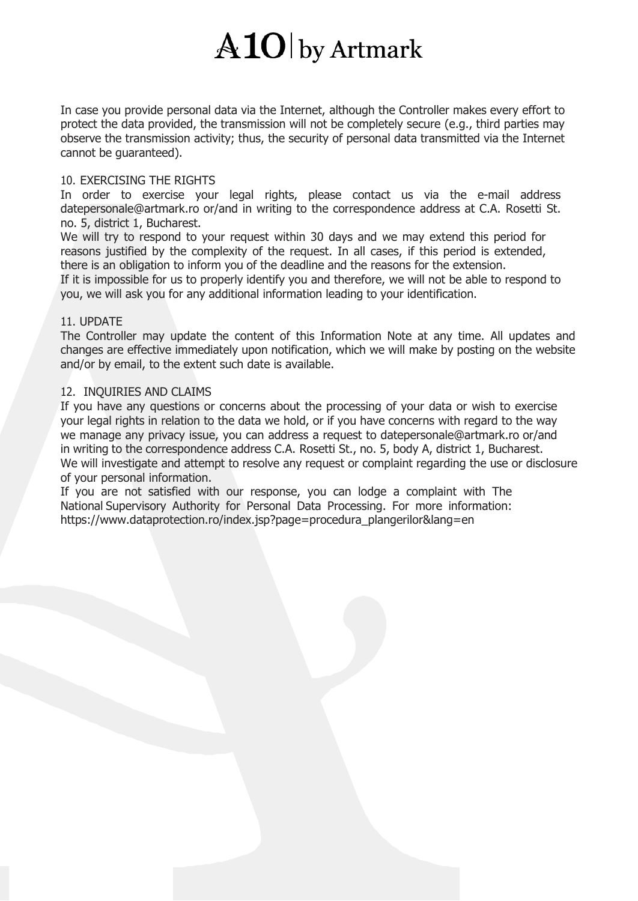In case you provide personal data via the Internet, although the Controller makes every effort to protect the data provided, the transmission will not be completely secure (e.g., third parties may observe the transmission activity; thus, the security of personal data transmitted via the Internet cannot be guaranteed).

10. EXERCISING THE RIGHTS

In order to exercise your legal rights, please contact us via the e-mail address datepersonale@artmark.ro or/and in writing to the correspondence address at C.A. Rosetti St. no. 5, district 1, Bucharest.

We will try to respond to your request within 30 days and we may extend this period for reasons justified by the complexity of the request. In all cases, if this period is extended, there is an obligation to inform you of the deadline and the reasons for the extension.

If it is impossible for us to properly identify you and therefore, we will not be able to respond to you, we will ask you for any additional information leading to your identification.

11. UPDATE

The Controller may update the content of this Information Note at any time. All updates and changes are effective immediately upon notification, which we will make by posting on the website and/or by email, to the extent such date is available.

12. INQUIRIES AND CLAIMS

If you have any questions or concerns about the processing of your data or wish to exercise your legal rights in relation to the data we hold, or if you have concerns with regard to the way we manage any privacy issue, you can address a request to datepersonale@artmark.ro or/and in writing to the correspondence address C.A. Rosetti St., no. 5, body A, district 1, Bucharest.

We will investigate and attempt to resolve any request or complaint regarding the use or disclosure of your personal information.

If you are not satisfied with our response, you can lodge a complaint with The National Supervisory Authority for Personal Data Processing. For more information: https://www.dataprotection.ro/index.jsp?page=procedura_plangerilor&lang=en